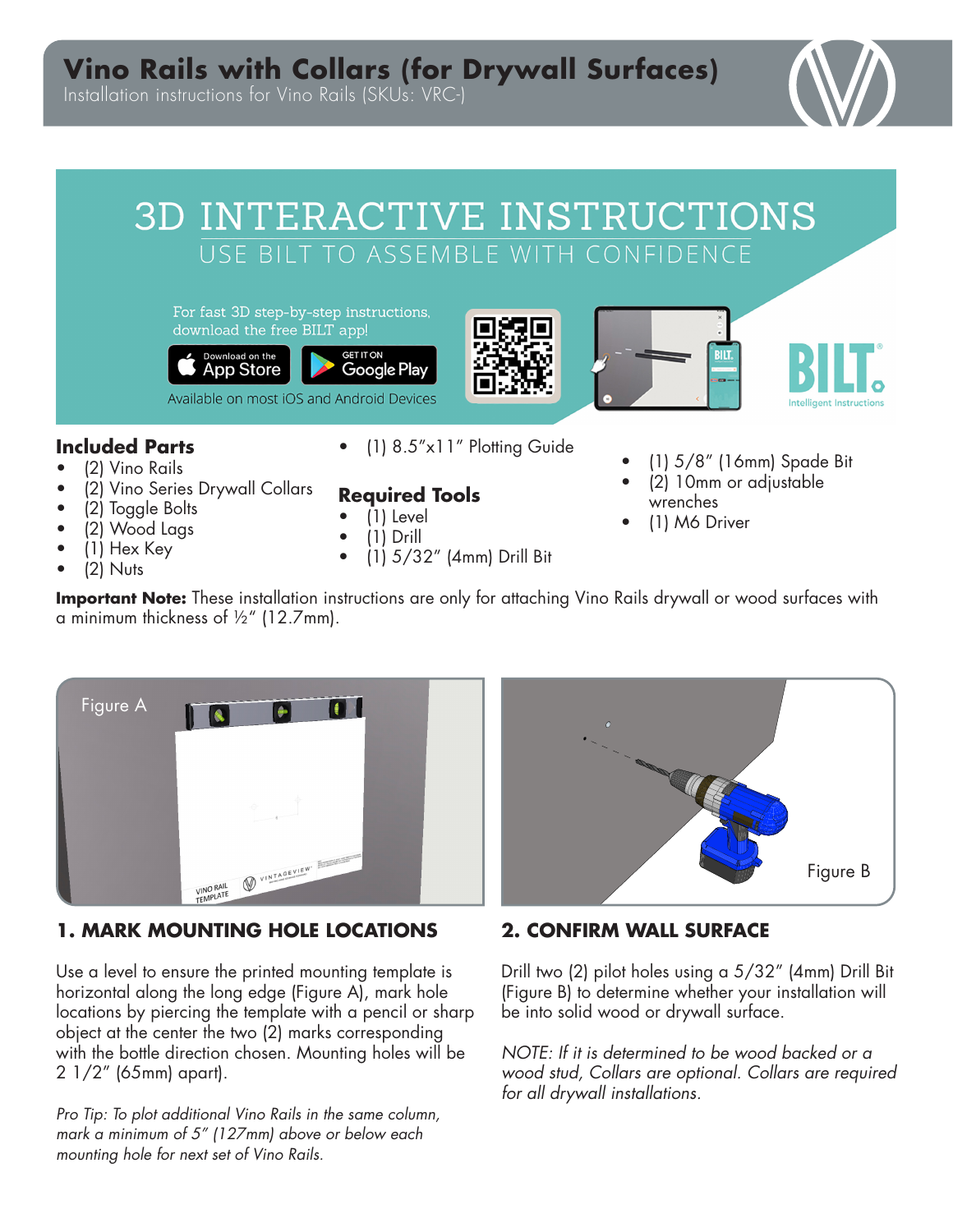# Vino Rails with Collars (for Drywall Surfaces)

Installation instructions for Vino Rails (SKUs: VRC-)

## 3D INTERACTIVE INSTRUCTIONS

USE BILT TO ASSEMBLE WITH CONFIDENCE

For fast 3D step-by-step instructions, download the free BILT app!

Download on the App Store | GET IT ON Google Play

Available on most iOS and Android Devices

BILT® Intelligent Instructions

### Included Parts

- (2) Vino Rails
- (2) Vino Series Drywall Collars
- (2) Toggle Bolts
- (2) Wood Lags
- (1) Hex Key
- (2) Nuts
- (1) 8.5"x11" Plotting Guide

### Required Tools

- (1) Level
- (1) Drill
- (1) 5/32" (4mm) Drill Bit
- (1) 5/8" (16mm) Spade Bit
- (2) 10mm or adjustable wrenches
- (1) M6 Driver

**Important Note:** These installation instructions are only for attaching Vino Rails drywall or wood surfaces with a minimum thickness of ½" (12.7mm).

Figure A

### 1. MARK MOUNTING HOLE LOCATIONS

Use a level to ensure the printed mounting template is horizontal along the long edge (Figure A), mark hole locations by piercing the template with a pencil or sharp object at the center the two (2) marks corresponding with the bottle direction chosen. Mounting holes will be 2 1/2" (65mm) apart).

*Pro Tip: To plot additional Vino Rails in the same column, mark a minimum of 5" (127mm) above or below each mounting hole for next set of Vino Rails.*

Figure B

### 2. CONFIRM WALL SURFACE

Drill two (2) pilot holes using a 5/32" (4mm) Drill Bit (Figure B) to determine whether your installation will be into solid wood or drywall surface.

*NOTE: If it is determined to be wood backed or a wood stud, Collars are optional. Collars are required for all drywall installations.*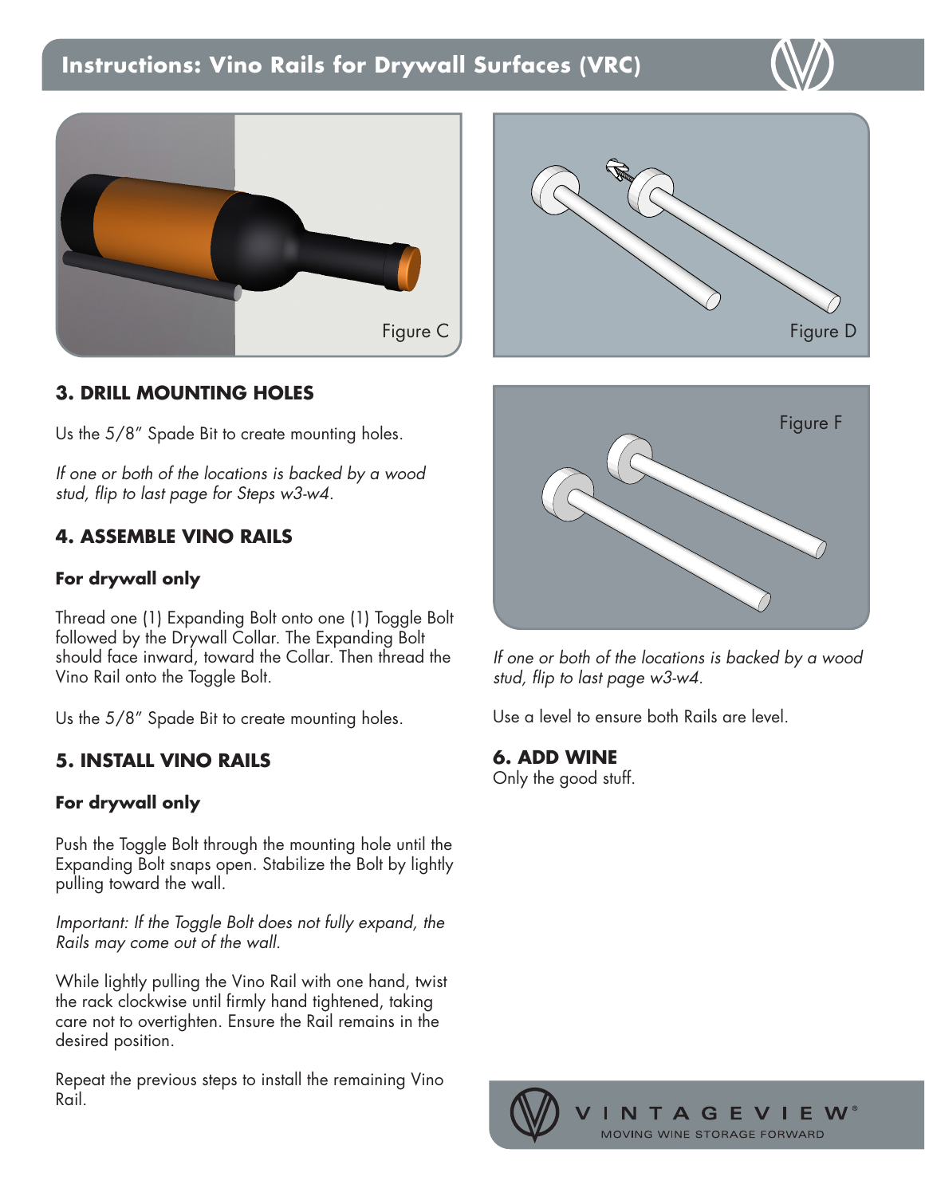# Instructions: Vino Rails for Drywall Surfaces (VRC)

Figure C

Figure D

### 3. DRILL MOUNTING HOLES

Us the 5/8" Spade Bit to create mounting holes.

*If one or both of the locations is backed by a wood stud, flip to last page for Steps w3-w4.*

### 4. ASSEMBLE VINO RAILS

**For drywall only**

Thread one (1) Expanding Bolt onto one (1) Toggle Bolt followed by the Drywall Collar. The Expanding Bolt should face inward, toward the Collar. Then thread the Vino Rail onto the Toggle Bolt.

Us the 5/8" Spade Bit to create mounting holes.

### 5. INSTALL VINO RAILS

**For drywall only**

Push the Toggle Bolt through the mounting hole until the Expanding Bolt snaps open. Stabilize the Bolt by lightly pulling toward the wall.

*Important: If the Toggle Bolt does not fully expand, the Rails may come out of the wall.*

While lightly pulling the Vino Rail with one hand, twist the rack clockwise until firmly hand tightened, taking care not to overtighten. Ensure the Rail remains in the desired position.

Repeat the previous steps to install the remaining Vino Rail.

Figure F

*If one or both of the locations is backed by a wood stud, flip to last page w3-w4.*

Use a level to ensure both Rails are level.

### 6. ADD WINE

Only the good stuff.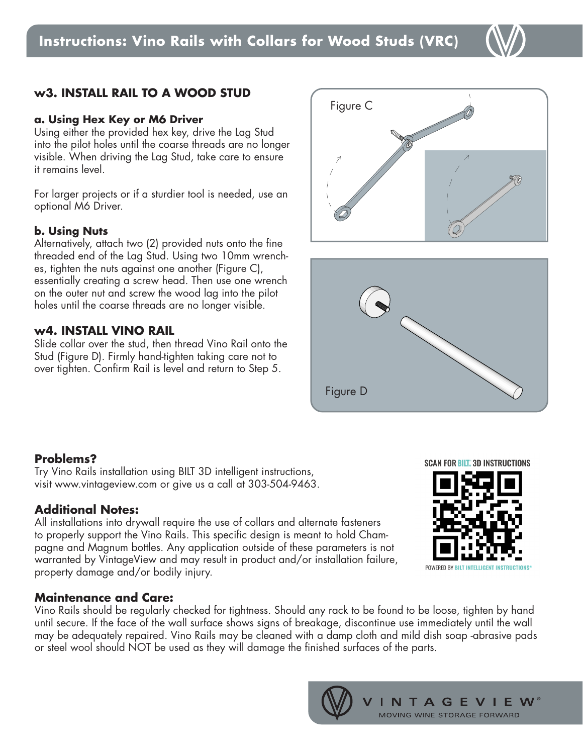# Instructions: Vino Rails with Collars for Wood Studs (VRC)

## w3. INSTALL RAIL TO A WOOD STUD

### a. Using Hex Key or M6 Driver

Using either the provided hex key, drive the Lag Stud into the pilot holes until the coarse threads are no longer visible. When driving the Lag Stud, take care to ensure it remains level.

For larger projects or if a sturdier tool is needed, use an optional M6 Driver.

### b. Using Nuts

Alternatively, attach two (2) provided nuts onto the fine threaded end of the Lag Stud. Using two 10mm wrenches, tighten the nuts against one another (Figure C), essentially creating a screw head. Then use one wrench on the outer nut and screw the wood lag into the pilot holes until the coarse threads are no longer visible.

Figure C

## w4. INSTALL VINO RAIL

Slide collar over the stud, then thread Vino Rail onto the Stud (Figure D). Firmly hand-tighten taking care not to over tighten. Confirm Rail is level and return to Step 5.

Figure D

## Problems?

Try Vino Rails installation using BILT 3D intelligent instructions, visit www.vintageview.com or give us a call at 303-504-9463.

SCAN FOR BILT 3D INSTRUCTIONS

POWERED BY BILT INTELLIGENT INSTRUCTIONS®

## Additional Notes:

All installations into drywall require the use of collars and alternate fasteners to properly support the Vino Rails. This specific design is meant to hold Champagne and Magnum bottles. Any application outside of these parameters is not warranted by VintageView and may result in product and/or installation failure, property damage and/or bodily injury.

## Maintenance and Care:

Vino Rails should be regularly checked for tightness. Should any rack to be found to be loose, tighten by hand until secure. If the face of the wall surface shows signs of breakage, discontinue use immediately until the wall may be adequately repaired. Vino Rails may be cleaned with a damp cloth and mild dish soap -abrasive pads or steel wool should NOT be used as they will damage the finished surfaces of the parts.

VINTAGEVIEW®

MOVING WINE STORAGE FORWARD